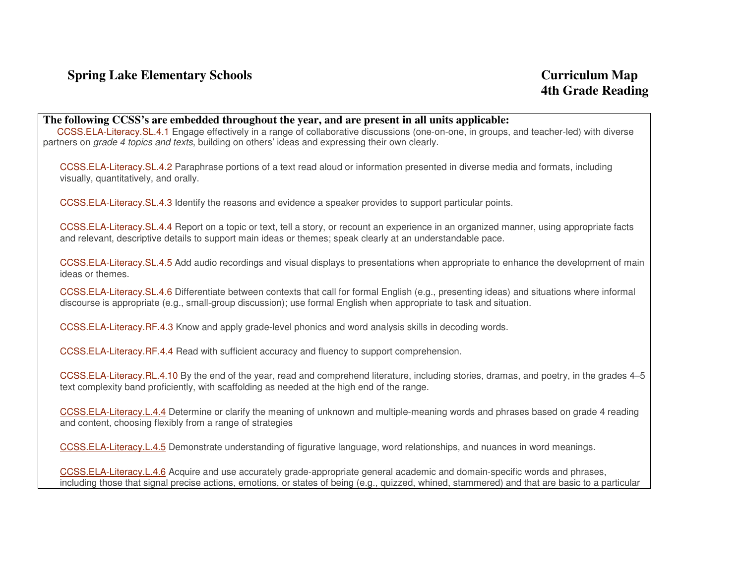**Spring Lake Elementary Schools**

**Curriculum Map**
**4th Grade Reading**

**The following CCSS's are embedded throughout the year, and are present in all units applicable:**

CCSS.ELA-Literacy.SL.4.1 Engage effectively in a range of collaborative discussions (one-on-one, in groups, and teacher-led) with diverse partners on *grade 4 topics and texts*, building on others' ideas and expressing their own clearly.

CCSS.ELA-Literacy.SL.4.2 Paraphrase portions of a text read aloud or information presented in diverse media and formats, including visually, quantitatively, and orally.

CCSS.ELA-Literacy.SL.4.3 Identify the reasons and evidence a speaker provides to support particular points.

CCSS.ELA-Literacy.SL.4.4 Report on a topic or text, tell a story, or recount an experience in an organized manner, using appropriate facts and relevant, descriptive details to support main ideas or themes; speak clearly at an understandable pace.

CCSS.ELA-Literacy.SL.4.5 Add audio recordings and visual displays to presentations when appropriate to enhance the development of main ideas or themes.

CCSS.ELA-Literacy.SL.4.6 Differentiate between contexts that call for formal English (e.g., presenting ideas) and situations where informal discourse is appropriate (e.g., small-group discussion); use formal English when appropriate to task and situation.

CCSS.ELA-Literacy.RF.4.3 Know and apply grade-level phonics and word analysis skills in decoding words.

CCSS.ELA-Literacy.RF.4.4 Read with sufficient accuracy and fluency to support comprehension.

CCSS.ELA-Literacy.RL.4.10 By the end of the year, read and comprehend literature, including stories, dramas, and poetry, in the grades 4–5 text complexity band proficiently, with scaffolding as needed at the high end of the range.

CCSS.ELA-Literacy.L.4.4 Determine or clarify the meaning of unknown and multiple-meaning words and phrases based on grade 4 reading and content, choosing flexibly from a range of strategies

CCSS.ELA-Literacy.L.4.5 Demonstrate understanding of figurative language, word relationships, and nuances in word meanings.

CCSS.ELA-Literacy.L.4.6 Acquire and use accurately grade-appropriate general academic and domain-specific words and phrases, including those that signal precise actions, emotions, or states of being (e.g., quizzed, whined, stammered) and that are basic to a particular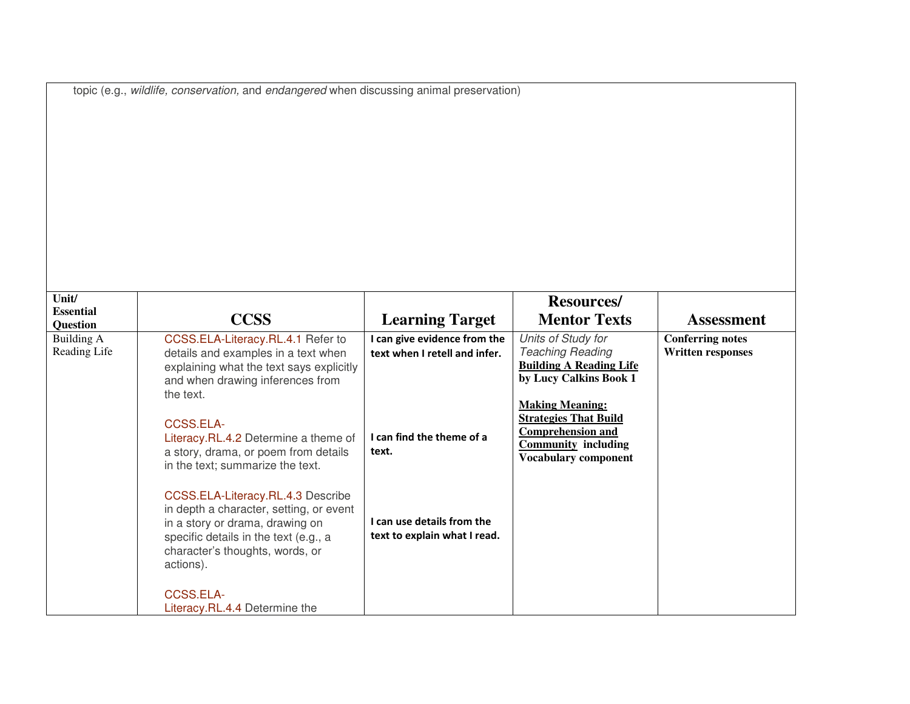topic (e.g., *wildlife, conservation,* and *endangered* when discussing animal preservation)

| Unit/ Essential Question | CCSS | Learning Target | Resources/ Mentor Texts | Assessment |
|---|---|---|---|---|
| Building A Reading Life | CCSS.ELA-Literacy.RL.4.1 Refer to details and examples in a text when explaining what the text says explicitly and when drawing inferences from the text.<br><br>CCSS.ELA-Literacy.RL.4.2 Determine a theme of a story, drama, or poem from details in the text; summarize the text.<br><br>CCSS.ELA-Literacy.RL.4.3 Describe in depth a character, setting, or event in a story or drama, drawing on specific details in the text (e.g., a character's thoughts, words, or actions).<br><br>CCSS.ELA-Literacy.RL.4.4 Determine the | **I can give evidence from the text when I retell and infer.**<br><br>**I can find the theme of a text.**<br><br>**I can use details from the text to explain what I read.** | *Units of Study for Teaching Reading*<br>**Building A Reading Life by Lucy Calkins Book 1**<br><br>**Making Meaning: Strategies That Build Comprehension and Community including Vocabulary component** | **Conferring notes**<br>**Written responses** |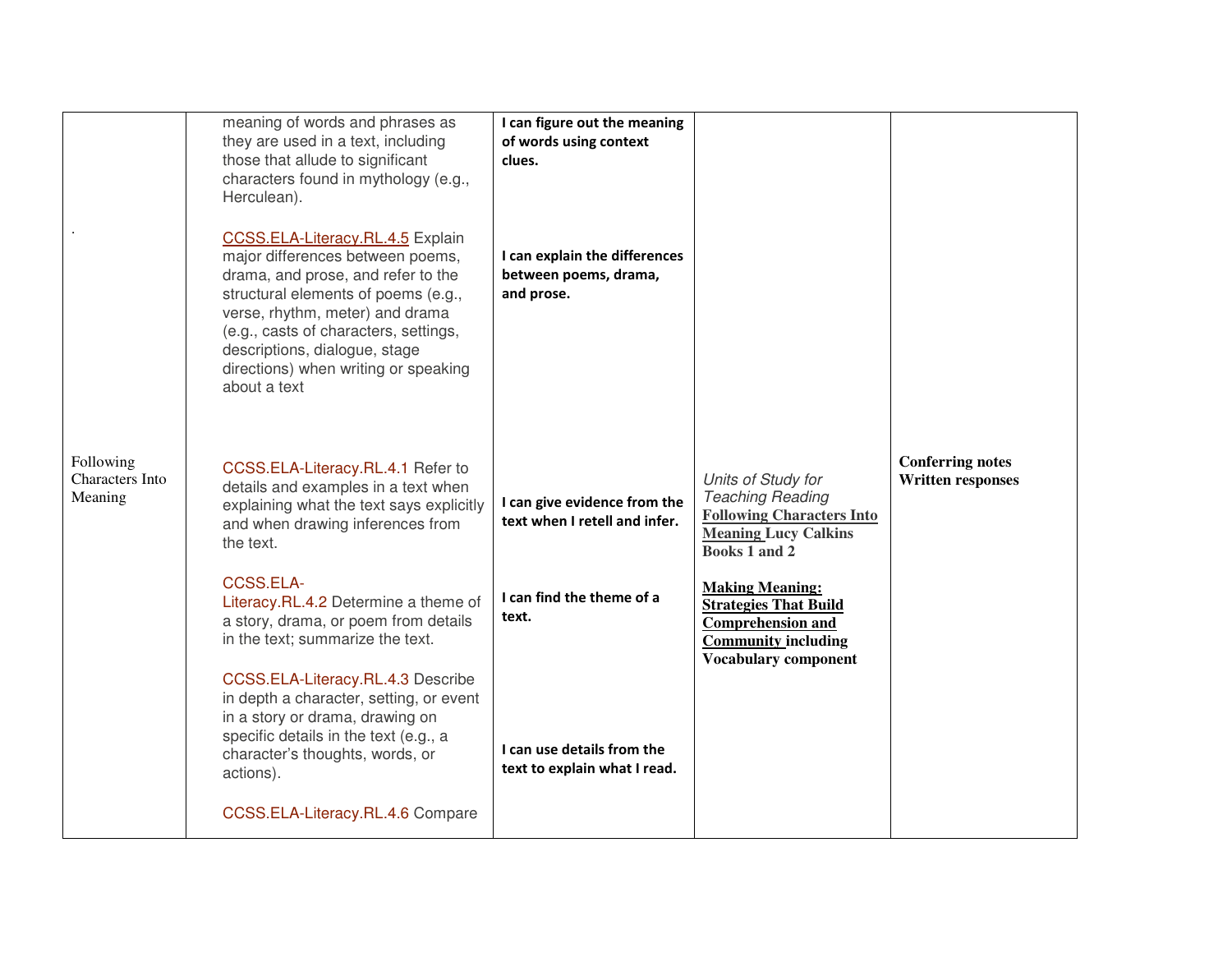| | | | | |
|---|---|---|---|---|
| . | meaning of words and phrases as they are used in a text, including those that allude to significant characters found in mythology (e.g., Herculean). | **I can figure out the meaning of words using context clues.** | | |
| | CCSS.ELA-Literacy.RL.4.5 Explain major differences between poems, drama, and prose, and refer to the structural elements of poems (e.g., verse, rhythm, meter) and drama (e.g., casts of characters, settings, descriptions, dialogue, stage directions) when writing or speaking about a text | **I can explain the differences between poems, drama, and prose.** | | |
| Following Characters Into Meaning | CCSS.ELA-Literacy.RL.4.1 Refer to details and examples in a text when explaining what the text says explicitly and when drawing inferences from the text. | **I can give evidence from the text when I retell and infer.** | *Units of Study for Teaching Reading* **Following Characters Into Meaning Lucy Calkins Books 1 and 2** | **Conferring notes Written responses** |
| | CCSS.ELA-Literacy.RL.4.2 Determine a theme of a story, drama, or poem from details in the text; summarize the text. | **I can find the theme of a text.** | **Making Meaning: Strategies That Build Comprehension and Community including Vocabulary component** | |
| | CCSS.ELA-Literacy.RL.4.3 Describe in depth a character, setting, or event in a story or drama, drawing on specific details in the text (e.g., a character's thoughts, words, or actions). | **I can use details from the text to explain what I read.** | | |
| | CCSS.ELA-Literacy.RL.4.6 Compare | | | |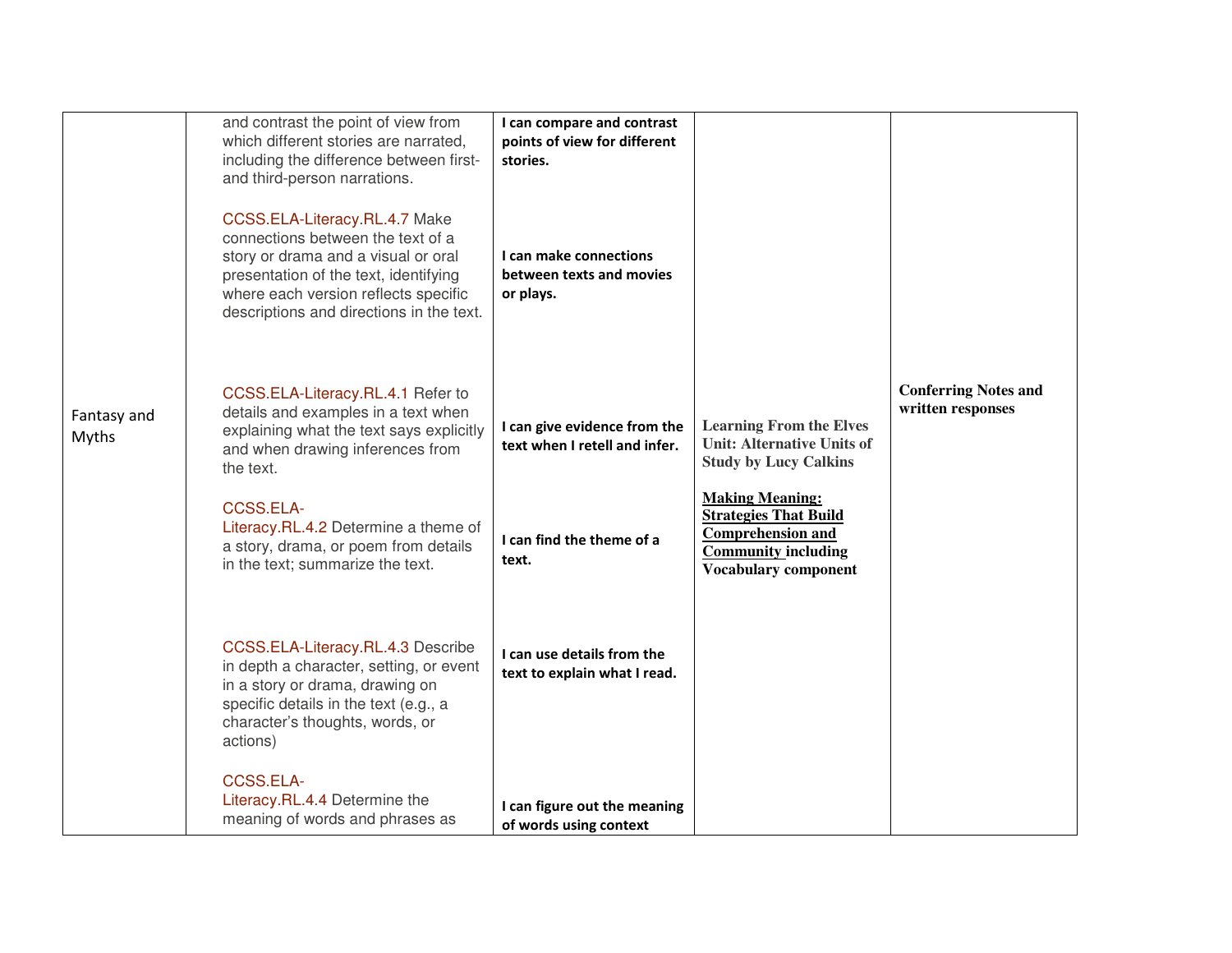| | | | | |
|---|---|---|---|---|
| Fantasy and Myths | and contrast the point of view from which different stories are narrated, including the difference between first- and third-person narrations.<br><br>CCSS.ELA-Literacy.RL.4.7 Make connections between the text of a story or drama and a visual or oral presentation of the text, identifying where each version reflects specific descriptions and directions in the text.<br><br>CCSS.ELA-Literacy.RL.4.1 Refer to details and examples in a text when explaining what the text says explicitly and when drawing inferences from the text.<br><br>CCSS.ELA-Literacy.RL.4.2 Determine a theme of a story, drama, or poem from details in the text; summarize the text.<br><br>CCSS.ELA-Literacy.RL.4.3 Describe in depth a character, setting, or event in a story or drama, drawing on specific details in the text (e.g., a character's thoughts, words, or actions)<br><br>CCSS.ELA-Literacy.RL.4.4 Determine the meaning of words and phrases as | **I can compare and contrast points of view for different stories.**<br><br>**I can make connections between texts and movies or plays.**<br><br>**I can give evidence from the text when I retell and infer.**<br><br>**I can find the theme of a text.**<br><br>**I can use details from the text to explain what I read.**<br><br>**I can figure out the meaning of words using context** | **Learning From the Elves Unit: Alternative Units of Study by Lucy Calkins**<br><br>**Making Meaning: Strategies That Build Comprehension and Community including Vocabulary component** | **Conferring Notes and written responses** |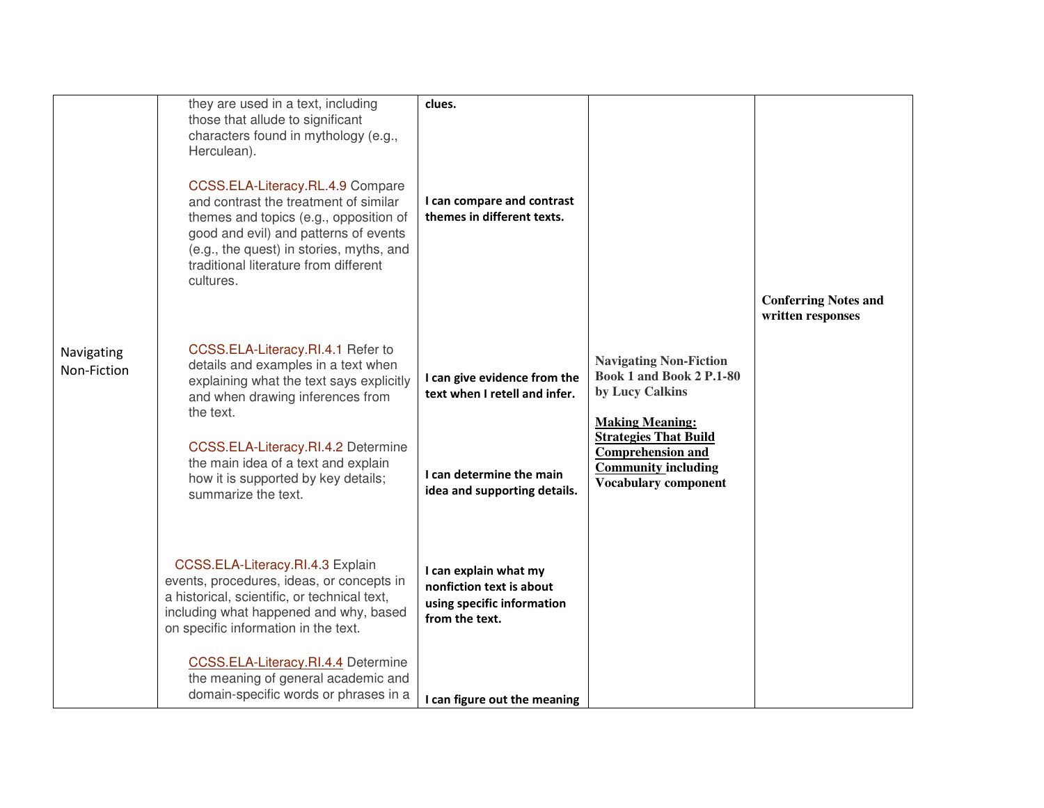| | | | | |
|---|---|---|---|---|
| | they are used in a text, including those that allude to significant characters found in mythology (e.g., Herculean). | **clues.** | | |
| | CCSS.ELA-Literacy.RL.4.9 Compare and contrast the treatment of similar themes and topics (e.g., opposition of good and evil) and patterns of events (e.g., the quest) in stories, myths, and traditional literature from different cultures. | **I can compare and contrast themes in different texts.** | | **Conferring Notes and written responses** |
| Navigating Non-Fiction | CCSS.ELA-Literacy.RI.4.1 Refer to details and examples in a text when explaining what the text says explicitly and when drawing inferences from the text. | **I can give evidence from the text when I retell and infer.** | **Navigating Non-Fiction Book 1 and Book 2 P.1-80 by Lucy Calkins**<br><br>**Making Meaning: Strategies That Build Comprehension and Community including Vocabulary component** | |
| | CCSS.ELA-Literacy.RI.4.2 Determine the main idea of a text and explain how it is supported by key details; summarize the text. | **I can determine the main idea and supporting details.** | | |
| | CCSS.ELA-Literacy.RI.4.3 Explain events, procedures, ideas, or concepts in a historical, scientific, or technical text, including what happened and why, based on specific information in the text. | **I can explain what my nonfiction text is about using specific information from the text.** | | |
| | CCSS.ELA-Literacy.RI.4.4 Determine the meaning of general academic and domain-specific words or phrases in a | **I can figure out the meaning** | | |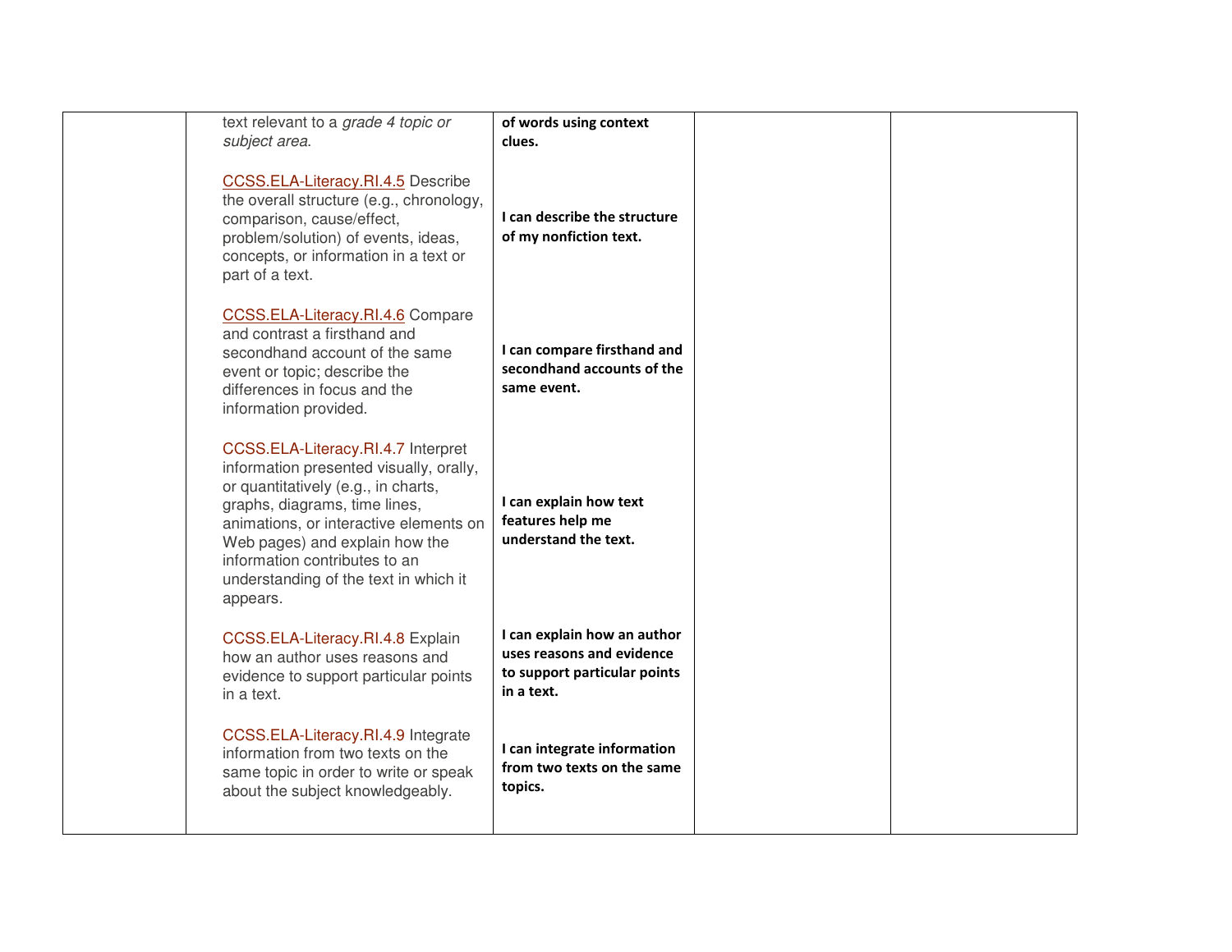|  |  |  |  |  |
|---|---|---|---|---|
|  | text relevant to a *grade 4 topic or subject area*. | **of words using context clues.** |  |  |
|  | CCSS.ELA-Literacy.RI.4.5 Describe the overall structure (e.g., chronology, comparison, cause/effect, problem/solution) of events, ideas, concepts, or information in a text or part of a text. | **I can describe the structure of my nonfiction text.** |  |  |
|  | CCSS.ELA-Literacy.RI.4.6 Compare and contrast a firsthand and secondhand account of the same event or topic; describe the differences in focus and the information provided. | **I can compare firsthand and secondhand accounts of the same event.** |  |  |
|  | CCSS.ELA-Literacy.RI.4.7 Interpret information presented visually, orally, or quantitatively (e.g., in charts, graphs, diagrams, time lines, animations, or interactive elements on Web pages) and explain how the information contributes to an understanding of the text in which it appears. | **I can explain how text features help me understand the text.** |  |  |
|  | CCSS.ELA-Literacy.RI.4.8 Explain how an author uses reasons and evidence to support particular points in a text. | **I can explain how an author uses reasons and evidence to support particular points in a text.** |  |  |
|  | CCSS.ELA-Literacy.RI.4.9 Integrate information from two texts on the same topic in order to write or speak about the subject knowledgeably. | **I can integrate information from two texts on the same topics.** |  |  |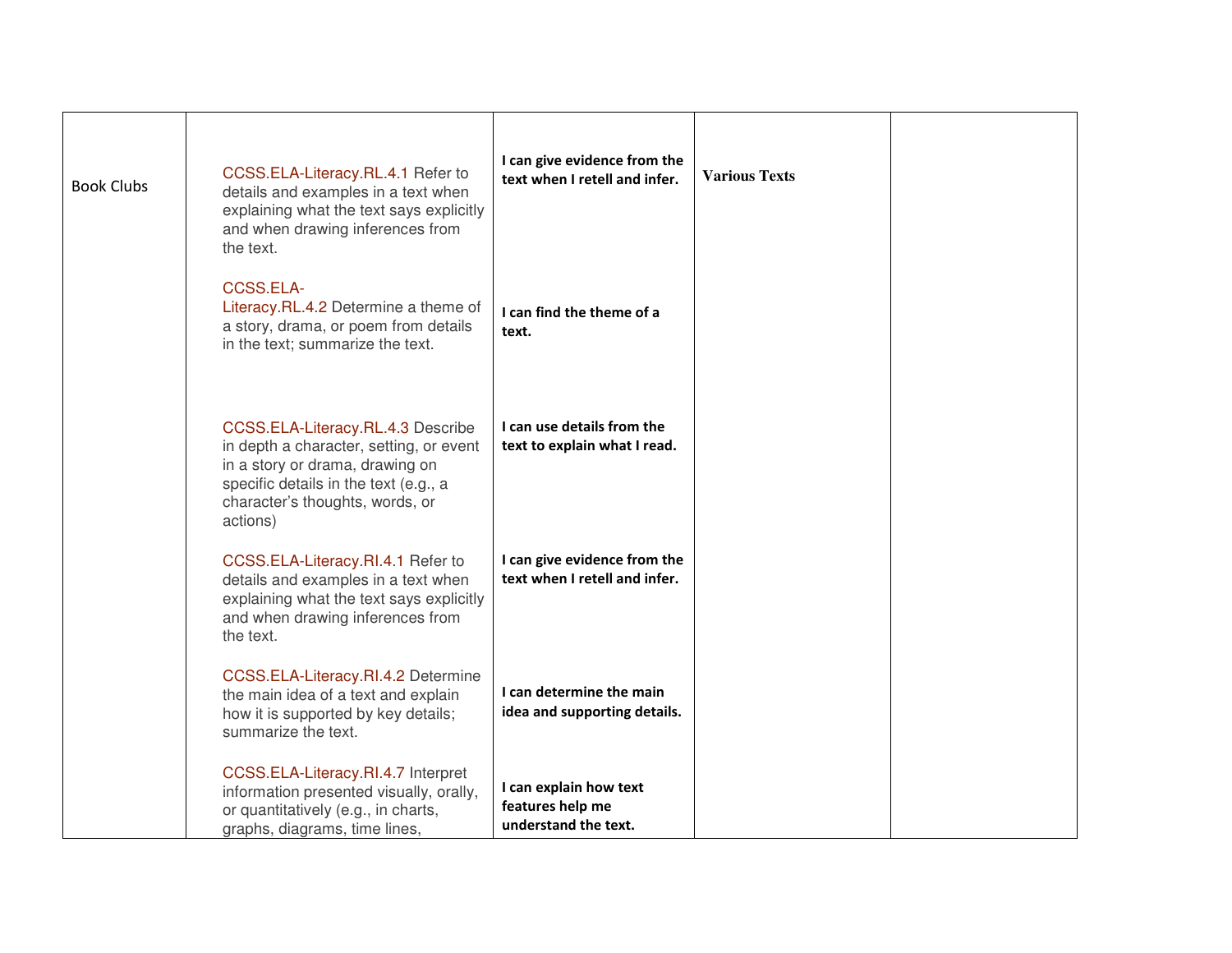| | | | | |
|---|---|---|---|---|
| Book Clubs | CCSS.ELA-Literacy.RL.4.1 Refer to details and examples in a text when explaining what the text says explicitly and when drawing inferences from the text.<br><br>CCSS.ELA-Literacy.RL.4.2 Determine a theme of a story, drama, or poem from details in the text; summarize the text.<br><br>CCSS.ELA-Literacy.RL.4.3 Describe in depth a character, setting, or event in a story or drama, drawing on specific details in the text (e.g., a character's thoughts, words, or actions)<br><br>CCSS.ELA-Literacy.RI.4.1 Refer to details and examples in a text when explaining what the text says explicitly and when drawing inferences from the text.<br><br>CCSS.ELA-Literacy.RI.4.2 Determine the main idea of a text and explain how it is supported by key details; summarize the text.<br><br>CCSS.ELA-Literacy.RI.4.7 Interpret information presented visually, orally, or quantitatively (e.g., in charts, graphs, diagrams, time lines, | **I can give evidence from the text when I retell and infer.**<br><br>**I can find the theme of a text.**<br><br>**I can use details from the text to explain what I read.**<br><br>**I can give evidence from the text when I retell and infer.**<br><br>**I can determine the main idea and supporting details.**<br><br>**I can explain how text features help me understand the text.** | **Various Texts** | |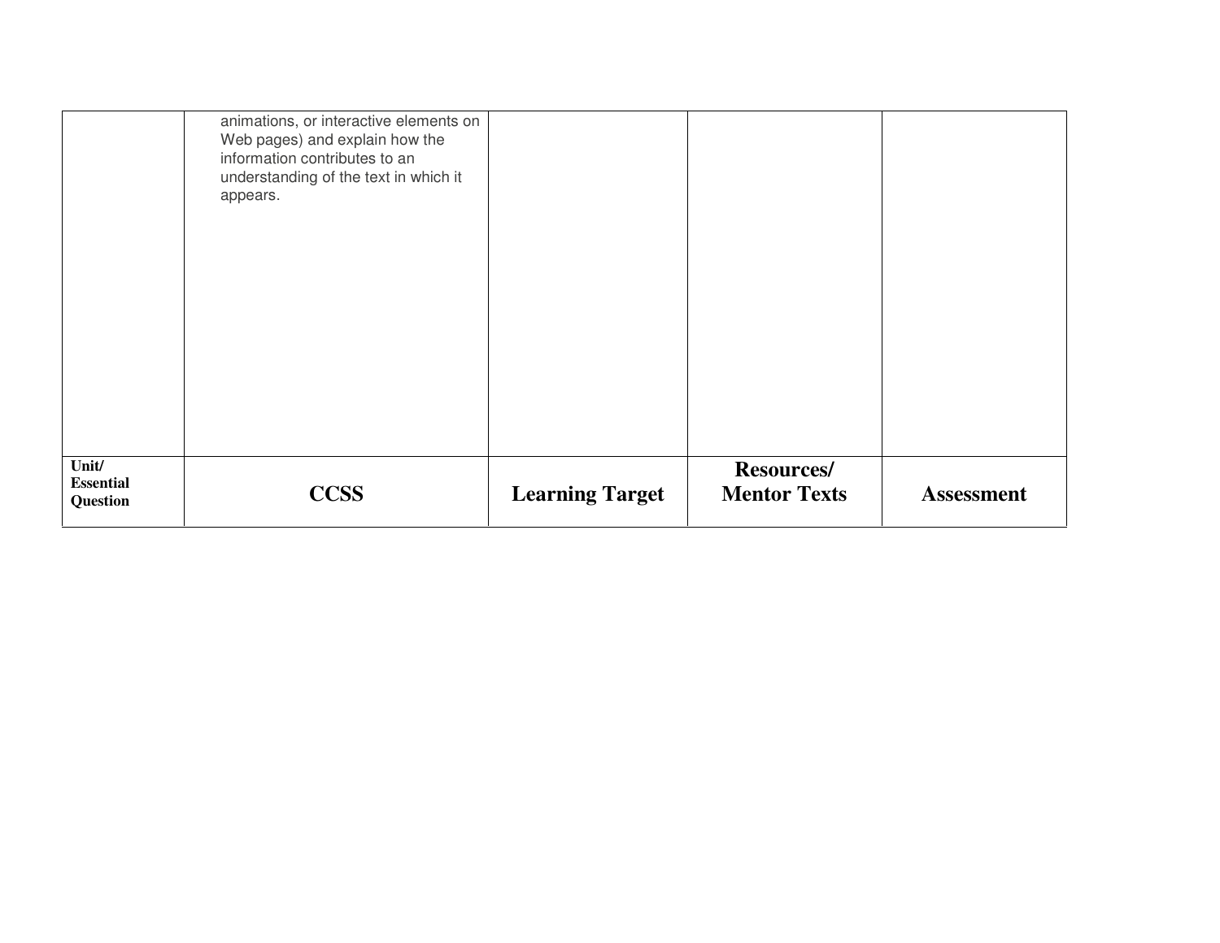| | | | | |
|---|---|---|---|---|
| | animations, or interactive elements on Web pages) and explain how the information contributes to an understanding of the text in which it appears. | | | |
| **Unit/ Essential Question** | **CCSS** | **Learning Target** | **Resources/ Mentor Texts** | **Assessment** |